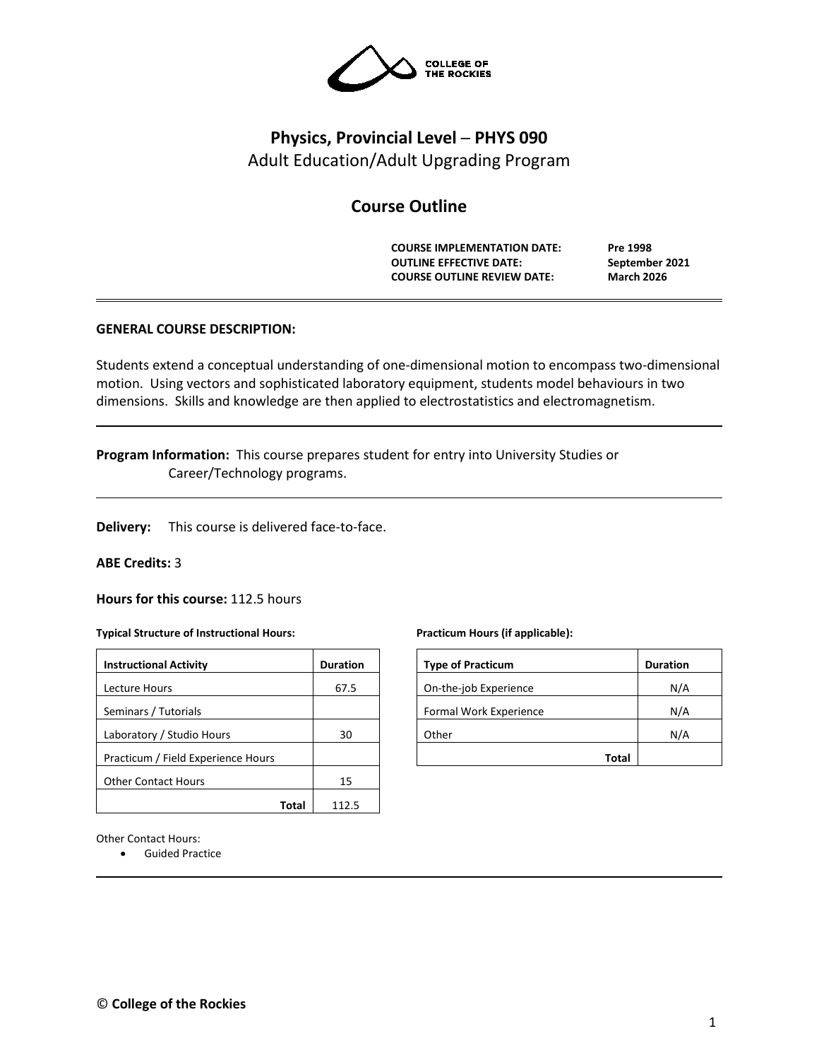COLLEGE OF THE ROCKIES

# Physics, Provincial Level – PHYS 090

Adult Education/Adult Upgrading Program

## Course Outline

| | |
|---|---|
| **COURSE IMPLEMENTATION DATE:** | **Pre 1998** |
| **OUTLINE EFFECTIVE DATE:** | **September 2021** |
| **COURSE OUTLINE REVIEW DATE:** | **March 2026** |

**GENERAL COURSE DESCRIPTION:**

Students extend a conceptual understanding of one-dimensional motion to encompass two-dimensional motion. Using vectors and sophisticated laboratory equipment, students model behaviours in two dimensions. Skills and knowledge are then applied to electrostatistics and electromagnetism.

**Program Information:** This course prepares student for entry into University Studies or Career/Technology programs.

**Delivery:** This course is delivered face-to-face.

**ABE Credits:** 3

**Hours for this course:** 112.5 hours

**Typical Structure of Instructional Hours:**

| Instructional Activity | Duration |
|---|---|
| Lecture Hours | 67.5 |
| Seminars / Tutorials | |
| Laboratory / Studio Hours | 30 |
| Practicum / Field Experience Hours | |
| Other Contact Hours | 15 |
| **Total** | 112.5 |

**Practicum Hours (if applicable):**

| Type of Practicum | Duration |
|---|---|
| On-the-job Experience | N/A |
| Formal Work Experience | N/A |
| Other | N/A |
| **Total** | |

Other Contact Hours:

- Guided Practice

© **College of the Rockies**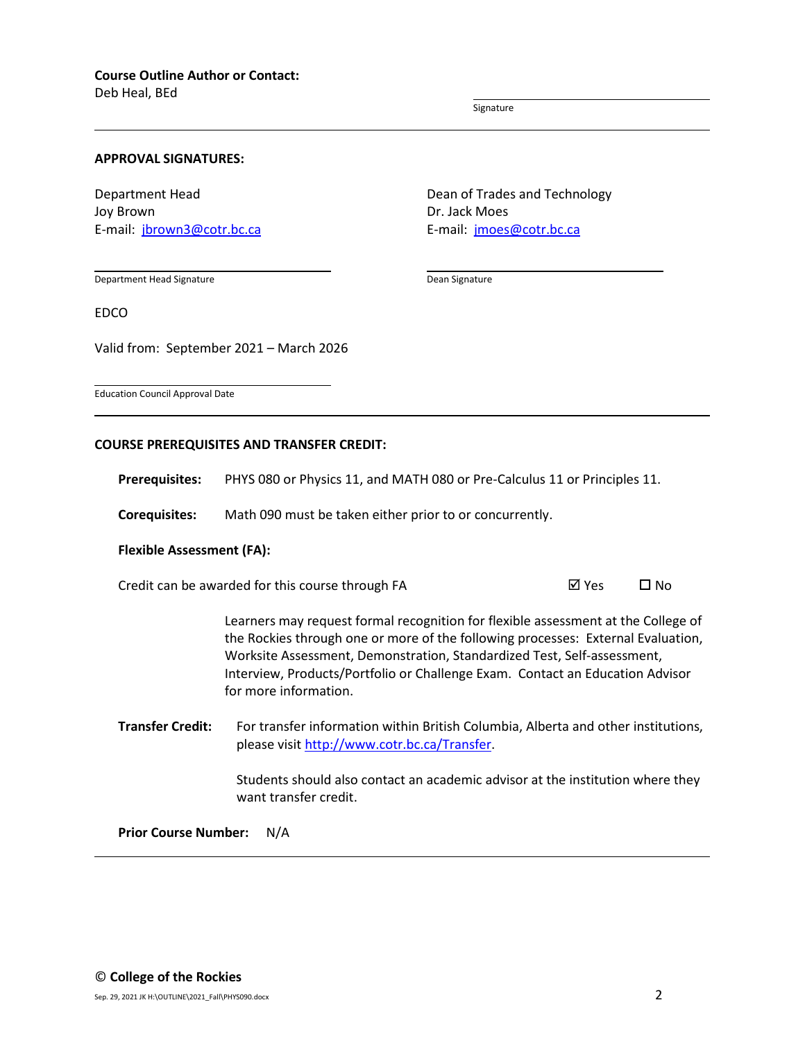**Course Outline Author or Contact:**
Deb Heal, BEd

Signature

---

**APPROVAL SIGNATURES:**

Department Head
Joy Brown
E-mail: [jbrown3@cotr.bc.ca](mailto:jbrown3@cotr.bc.ca)

Department Head Signature

Dean of Trades and Technology
Dr. Jack Moes
E-mail: [jmoes@cotr.bc.ca](mailto:jmoes@cotr.bc.ca)

Dean Signature

EDCO

Valid from: September 2021 – March 2026

Education Council Approval Date

---

**COURSE PREREQUISITES AND TRANSFER CREDIT:**

**Prerequisites:** PHYS 080 or Physics 11, and MATH 080 or Pre-Calculus 11 or Principles 11.

**Corequisites:** Math 090 must be taken either prior to or concurrently.

**Flexible Assessment (FA):**

Credit can be awarded for this course through FA ☑ Yes ☐ No

Learners may request formal recognition for flexible assessment at the College of the Rockies through one or more of the following processes: External Evaluation, Worksite Assessment, Demonstration, Standardized Test, Self-assessment, Interview, Products/Portfolio or Challenge Exam. Contact an Education Advisor for more information.

**Transfer Credit:** For transfer information within British Columbia, Alberta and other institutions, please visit [http://www.cotr.bc.ca/Transfer](http://www.cotr.bc.ca/Transfer).

Students should also contact an academic advisor at the institution where they want transfer credit.

**Prior Course Number:** N/A

---

© **College of the Rockies**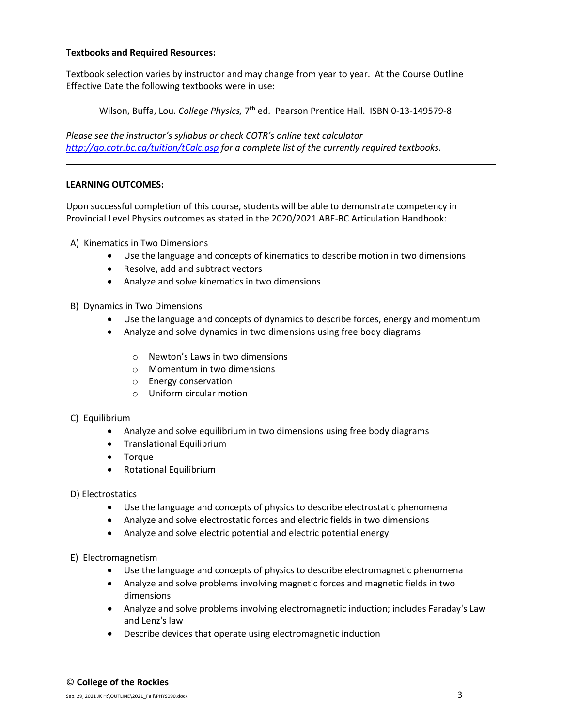**Textbooks and Required Resources:**

Textbook selection varies by instructor and may change from year to year. At the Course Outline Effective Date the following textbooks were in use:

Wilson, Buffa, Lou. *College Physics,* 7th ed. Pearson Prentice Hall. ISBN 0-13-149579-8

*Please see the instructor's syllabus or check COTR's online text calculator [http://go.cotr.bc.ca/tuition/tCalc.asp](http://go.cotr.bc.ca/tuition/tCalc.asp) for a complete list of the currently required textbooks.*

---

**LEARNING OUTCOMES:**

Upon successful completion of this course, students will be able to demonstrate competency in Provincial Level Physics outcomes as stated in the 2020/2021 ABE-BC Articulation Handbook:

A) Kinematics in Two Dimensions
- Use the language and concepts of kinematics to describe motion in two dimensions
- Resolve, add and subtract vectors
- Analyze and solve kinematics in two dimensions

B) Dynamics in Two Dimensions
- Use the language and concepts of dynamics to describe forces, energy and momentum
- Analyze and solve dynamics in two dimensions using free body diagrams
  - Newton's Laws in two dimensions
  - Momentum in two dimensions
  - Energy conservation
  - Uniform circular motion

C) Equilibrium
- Analyze and solve equilibrium in two dimensions using free body diagrams
- Translational Equilibrium
- Torque
- Rotational Equilibrium

D) Electrostatics
- Use the language and concepts of physics to describe electrostatic phenomena
- Analyze and solve electrostatic forces and electric fields in two dimensions
- Analyze and solve electric potential and electric potential energy

E) Electromagnetism
- Use the language and concepts of physics to describe electromagnetic phenomena
- Analyze and solve problems involving magnetic forces and magnetic fields in two dimensions
- Analyze and solve problems involving electromagnetic induction; includes Faraday's Law and Lenz's law
- Describe devices that operate using electromagnetic induction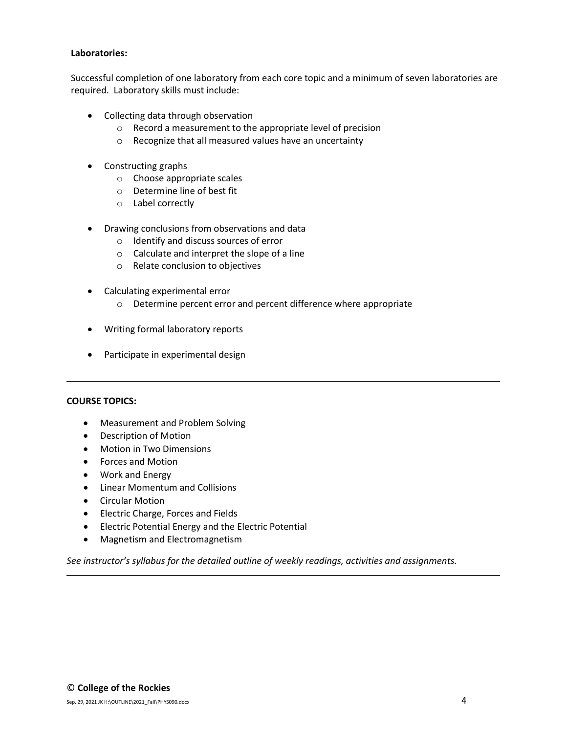**Laboratories:**

Successful completion of one laboratory from each core topic and a minimum of seven laboratories are required. Laboratory skills must include:

- Collecting data through observation
  - Record a measurement to the appropriate level of precision
  - Recognize that all measured values have an uncertainty
- Constructing graphs
  - Choose appropriate scales
  - Determine line of best fit
  - Label correctly
- Drawing conclusions from observations and data
  - Identify and discuss sources of error
  - Calculate and interpret the slope of a line
  - Relate conclusion to objectives
- Calculating experimental error
  - Determine percent error and percent difference where appropriate
- Writing formal laboratory reports
- Participate in experimental design

---

**COURSE TOPICS:**

- Measurement and Problem Solving
- Description of Motion
- Motion in Two Dimensions
- Forces and Motion
- Work and Energy
- Linear Momentum and Collisions
- Circular Motion
- Electric Charge, Forces and Fields
- Electric Potential Energy and the Electric Potential
- Magnetism and Electromagnetism

*See instructor's syllabus for the detailed outline of weekly readings, activities and assignments.*

---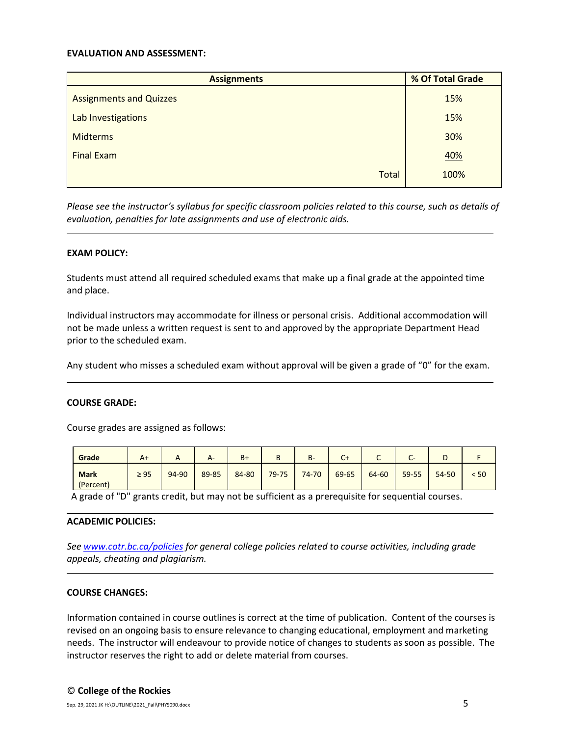**EVALUATION AND ASSESSMENT:**

| Assignments | % Of Total Grade |
|---|---|
| Assignments and Quizzes | 15% |
| Lab Investigations | 15% |
| Midterms | 30% |
| Final Exam | 40% |
| Total | 100% |

*Please see the instructor's syllabus for specific classroom policies related to this course, such as details of evaluation, penalties for late assignments and use of electronic aids.*

---

**EXAM POLICY:**

Students must attend all required scheduled exams that make up a final grade at the appointed time and place.

Individual instructors may accommodate for illness or personal crisis. Additional accommodation will not be made unless a written request is sent to and approved by the appropriate Department Head prior to the scheduled exam.

Any student who misses a scheduled exam without approval will be given a grade of "0" for the exam.

---

**COURSE GRADE:**

Course grades are assigned as follows:

| Grade | A+ | A | A- | B+ | B | B- | C+ | C | C- | D | F |
|---|---|---|---|---|---|---|---|---|---|---|---|
| **Mark** (Percent) | ≥ 95 | 94-90 | 89-85 | 84-80 | 79-75 | 74-70 | 69-65 | 64-60 | 59-55 | 54-50 | < 50 |

A grade of "D" grants credit, but may not be sufficient as a prerequisite for sequential courses.

---

**ACADEMIC POLICIES:**

*See www.cotr.bc.ca/policies for general college policies related to course activities, including grade appeals, cheating and plagiarism.*

---

**COURSE CHANGES:**

Information contained in course outlines is correct at the time of publication. Content of the courses is revised on an ongoing basis to ensure relevance to changing educational, employment and marketing needs. The instructor will endeavour to provide notice of changes to students as soon as possible. The instructor reserves the right to add or delete material from courses.

© **College of the Rockies**

Sep. 29, 2021 JK H:\OUTLINE\2021_Fall\PHYS090.docx